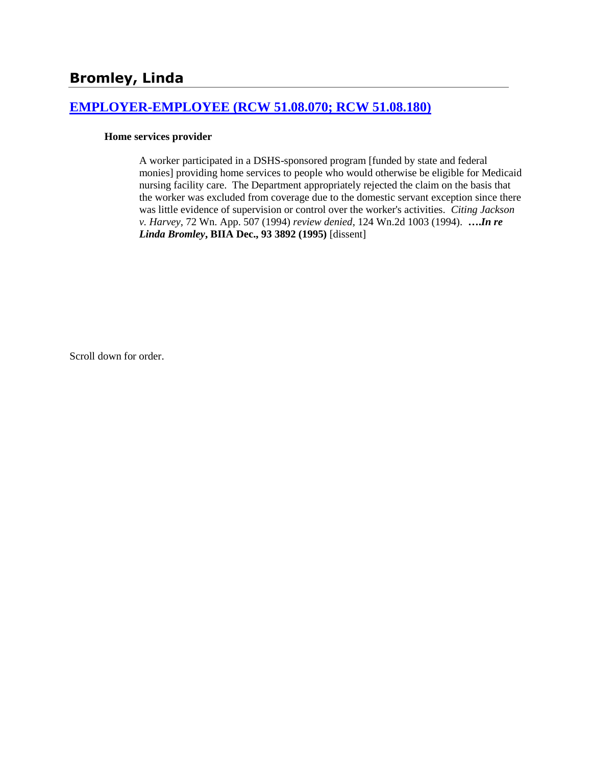# Bromley, Linda

## [EMPLOYER-EMPLOYEE (RCW 51.08.070; RCW 51.08.180)]()

**Home services provider**

> A worker participated in a DSHS-sponsored program [funded by state and federal monies] providing home services to people who would otherwise be eligible for Medicaid nursing facility care. The Department appropriately rejected the claim on the basis that the worker was excluded from coverage due to the domestic servant exception since there was little evidence of supervision or control over the worker's activities. *Citing Jackson v. Harvey*, 72 Wn. App. 507 (1994) *review denied*, 124 Wn.2d 1003 (1994). ***….In re Linda Bromley*, BIIA Dec., 93 3892 (1995)** [dissent]

Scroll down for order.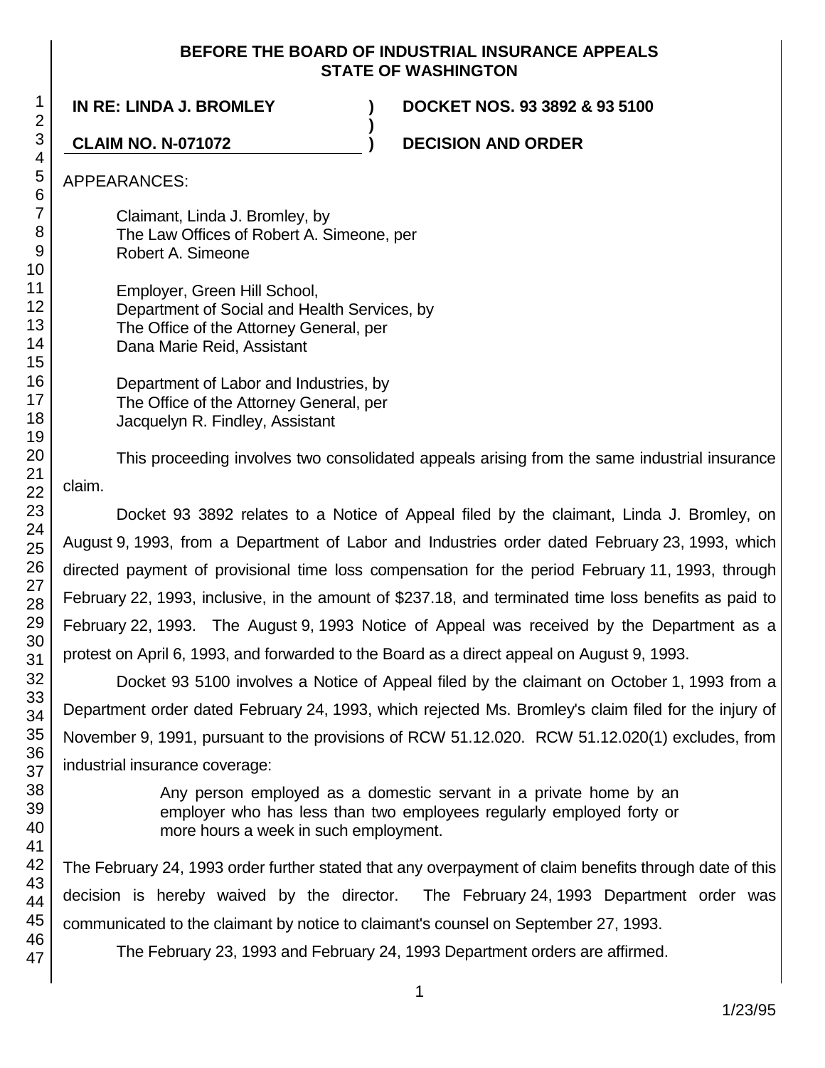**BEFORE THE BOARD OF INDUSTRIAL INSURANCE APPEALS**
**STATE OF WASHINGTON**

**IN RE: LINDA J. BROMLEY** ) **DOCKET NOS. 93 3892 & 93 5100**
)
**CLAIM NO. N-071072** ) **DECISION AND ORDER**

APPEARANCES:

Claimant, Linda J. Bromley, by
The Law Offices of Robert A. Simeone, per
Robert A. Simeone

Employer, Green Hill School,
Department of Social and Health Services, by
The Office of the Attorney General, per
Dana Marie Reid, Assistant

Department of Labor and Industries, by
The Office of the Attorney General, per
Jacquelyn R. Findley, Assistant

This proceeding involves two consolidated appeals arising from the same industrial insurance claim.

Docket 93 3892 relates to a Notice of Appeal filed by the claimant, Linda J. Bromley, on August 9, 1993, from a Department of Labor and Industries order dated February 23, 1993, which directed payment of provisional time loss compensation for the period February 11, 1993, through February 22, 1993, inclusive, in the amount of $237.18, and terminated time loss benefits as paid to February 22, 1993. The August 9, 1993 Notice of Appeal was received by the Department as a protest on April 6, 1993, and forwarded to the Board as a direct appeal on August 9, 1993.

Docket 93 5100 involves a Notice of Appeal filed by the claimant on October 1, 1993 from a Department order dated February 24, 1993, which rejected Ms. Bromley's claim filed for the injury of November 9, 1991, pursuant to the provisions of RCW 51.12.020. RCW 51.12.020(1) excludes, from industrial insurance coverage:

> Any person employed as a domestic servant in a private home by an employer who has less than two employees regularly employed forty or more hours a week in such employment.

The February 24, 1993 order further stated that any overpayment of claim benefits through date of this decision is hereby waived by the director. The February 24, 1993 Department order was communicated to the claimant by notice to claimant's counsel on September 27, 1993.

The February 23, 1993 and February 24, 1993 Department orders are affirmed.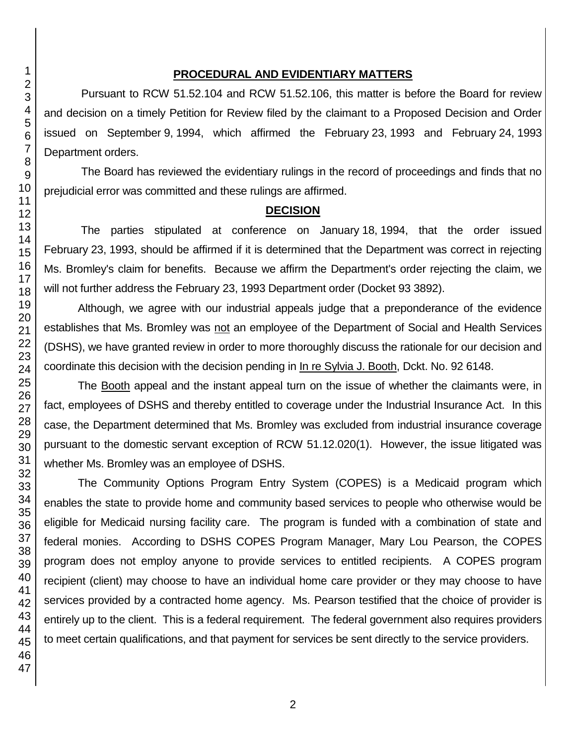## PROCEDURAL AND EVIDENTIARY MATTERS

Pursuant to RCW 51.52.104 and RCW 51.52.106, this matter is before the Board for review and decision on a timely Petition for Review filed by the claimant to a Proposed Decision and Order issued on September 9, 1994, which affirmed the February 23, 1993 and February 24, 1993 Department orders.

The Board has reviewed the evidentiary rulings in the record of proceedings and finds that no prejudicial error was committed and these rulings are affirmed.

## DECISION

The parties stipulated at conference on January 18, 1994, that the order issued February 23, 1993, should be affirmed if it is determined that the Department was correct in rejecting Ms. Bromley's claim for benefits. Because we affirm the Department's order rejecting the claim, we will not further address the February 23, 1993 Department order (Docket 93 3892).

Although, we agree with our industrial appeals judge that a preponderance of the evidence establishes that Ms. Bromley was not an employee of the Department of Social and Health Services (DSHS), we have granted review in order to more thoroughly discuss the rationale for our decision and coordinate this decision with the decision pending in In re Sylvia J. Booth, Dckt. No. 92 6148.

The Booth appeal and the instant appeal turn on the issue of whether the claimants were, in fact, employees of DSHS and thereby entitled to coverage under the Industrial Insurance Act. In this case, the Department determined that Ms. Bromley was excluded from industrial insurance coverage pursuant to the domestic servant exception of RCW 51.12.020(1). However, the issue litigated was whether Ms. Bromley was an employee of DSHS.

The Community Options Program Entry System (COPES) is a Medicaid program which enables the state to provide home and community based services to people who otherwise would be eligible for Medicaid nursing facility care. The program is funded with a combination of state and federal monies. According to DSHS COPES Program Manager, Mary Lou Pearson, the COPES program does not employ anyone to provide services to entitled recipients. A COPES program recipient (client) may choose to have an individual home care provider or they may choose to have services provided by a contracted home agency. Ms. Pearson testified that the choice of provider is entirely up to the client. This is a federal requirement. The federal government also requires providers to meet certain qualifications, and that payment for services be sent directly to the service providers.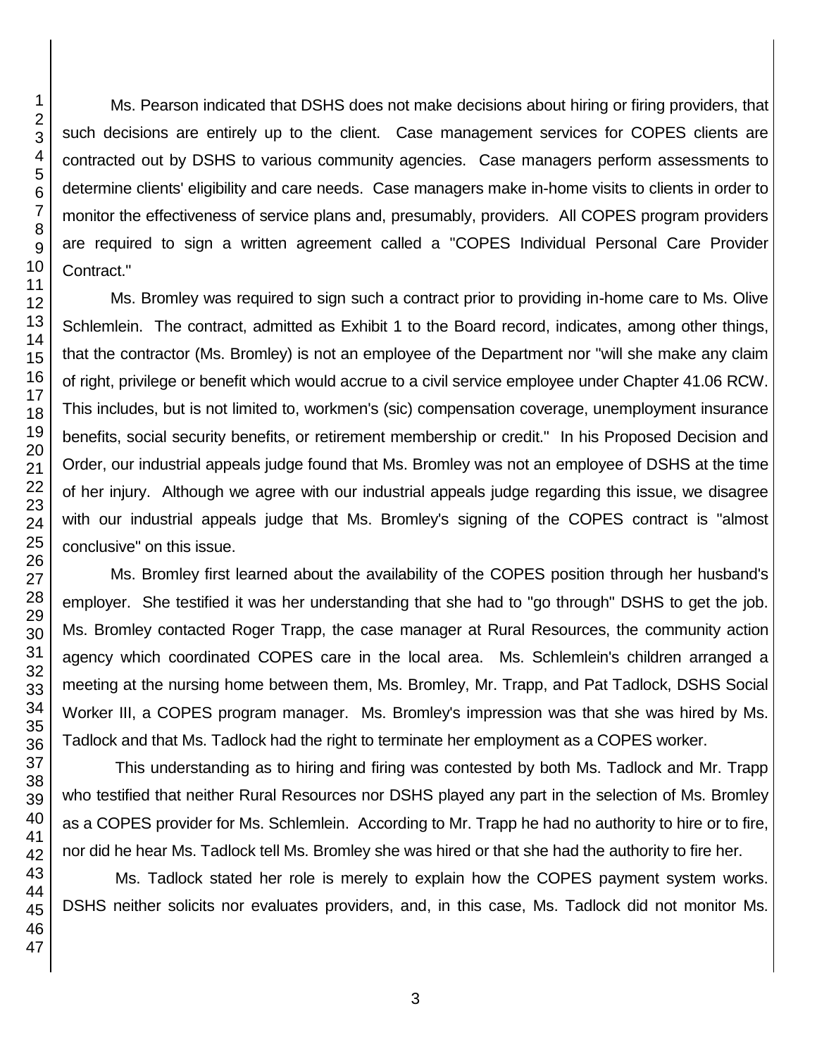Ms. Pearson indicated that DSHS does not make decisions about hiring or firing providers, that such decisions are entirely up to the client. Case management services for COPES clients are contracted out by DSHS to various community agencies. Case managers perform assessments to determine clients' eligibility and care needs. Case managers make in-home visits to clients in order to monitor the effectiveness of service plans and, presumably, providers. All COPES program providers are required to sign a written agreement called a "COPES Individual Personal Care Provider Contract."

Ms. Bromley was required to sign such a contract prior to providing in-home care to Ms. Olive Schlemlein. The contract, admitted as Exhibit 1 to the Board record, indicates, among other things, that the contractor (Ms. Bromley) is not an employee of the Department nor "will she make any claim of right, privilege or benefit which would accrue to a civil service employee under Chapter 41.06 RCW. This includes, but is not limited to, workmen's (sic) compensation coverage, unemployment insurance benefits, social security benefits, or retirement membership or credit." In his Proposed Decision and Order, our industrial appeals judge found that Ms. Bromley was not an employee of DSHS at the time of her injury. Although we agree with our industrial appeals judge regarding this issue, we disagree with our industrial appeals judge that Ms. Bromley's signing of the COPES contract is "almost conclusive" on this issue.

Ms. Bromley first learned about the availability of the COPES position through her husband's employer. She testified it was her understanding that she had to "go through" DSHS to get the job. Ms. Bromley contacted Roger Trapp, the case manager at Rural Resources, the community action agency which coordinated COPES care in the local area. Ms. Schlemlein's children arranged a meeting at the nursing home between them, Ms. Bromley, Mr. Trapp, and Pat Tadlock, DSHS Social Worker III, a COPES program manager. Ms. Bromley's impression was that she was hired by Ms. Tadlock and that Ms. Tadlock had the right to terminate her employment as a COPES worker.

This understanding as to hiring and firing was contested by both Ms. Tadlock and Mr. Trapp who testified that neither Rural Resources nor DSHS played any part in the selection of Ms. Bromley as a COPES provider for Ms. Schlemlein. According to Mr. Trapp he had no authority to hire or to fire, nor did he hear Ms. Tadlock tell Ms. Bromley she was hired or that she had the authority to fire her.

Ms. Tadlock stated her role is merely to explain how the COPES payment system works. DSHS neither solicits nor evaluates providers, and, in this case, Ms. Tadlock did not monitor Ms.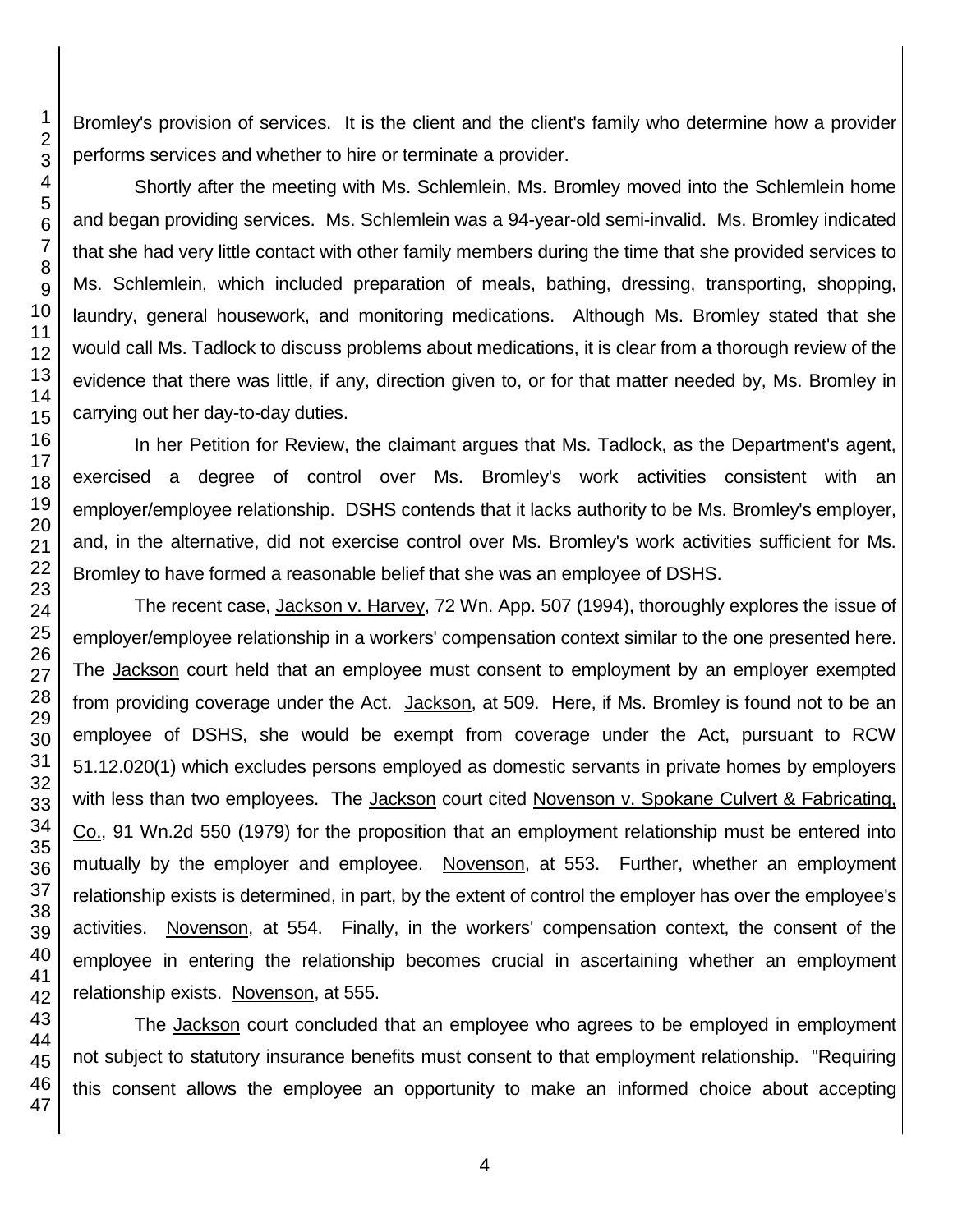Bromley's provision of services. It is the client and the client's family who determine how a provider performs services and whether to hire or terminate a provider.

Shortly after the meeting with Ms. Schlemlein, Ms. Bromley moved into the Schlemlein home and began providing services. Ms. Schlemlein was a 94-year-old semi-invalid. Ms. Bromley indicated that she had very little contact with other family members during the time that she provided services to Ms. Schlemlein, which included preparation of meals, bathing, dressing, transporting, shopping, laundry, general housework, and monitoring medications. Although Ms. Bromley stated that she would call Ms. Tadlock to discuss problems about medications, it is clear from a thorough review of the evidence that there was little, if any, direction given to, or for that matter needed by, Ms. Bromley in carrying out her day-to-day duties.

In her Petition for Review, the claimant argues that Ms. Tadlock, as the Department's agent, exercised a degree of control over Ms. Bromley's work activities consistent with an employer/employee relationship. DSHS contends that it lacks authority to be Ms. Bromley's employer, and, in the alternative, did not exercise control over Ms. Bromley's work activities sufficient for Ms. Bromley to have formed a reasonable belief that she was an employee of DSHS.

The recent case, Jackson v. Harvey, 72 Wn. App. 507 (1994), thoroughly explores the issue of employer/employee relationship in a workers' compensation context similar to the one presented here. The Jackson court held that an employee must consent to employment by an employer exempted from providing coverage under the Act. Jackson, at 509. Here, if Ms. Bromley is found not to be an employee of DSHS, she would be exempt from coverage under the Act, pursuant to RCW 51.12.020(1) which excludes persons employed as domestic servants in private homes by employers with less than two employees. The Jackson court cited Novenson v. Spokane Culvert & Fabricating, Co., 91 Wn.2d 550 (1979) for the proposition that an employment relationship must be entered into mutually by the employer and employee. Novenson, at 553. Further, whether an employment relationship exists is determined, in part, by the extent of control the employer has over the employee's activities. Novenson, at 554. Finally, in the workers' compensation context, the consent of the employee in entering the relationship becomes crucial in ascertaining whether an employment relationship exists. Novenson, at 555.

The Jackson court concluded that an employee who agrees to be employed in employment not subject to statutory insurance benefits must consent to that employment relationship. "Requiring this consent allows the employee an opportunity to make an informed choice about accepting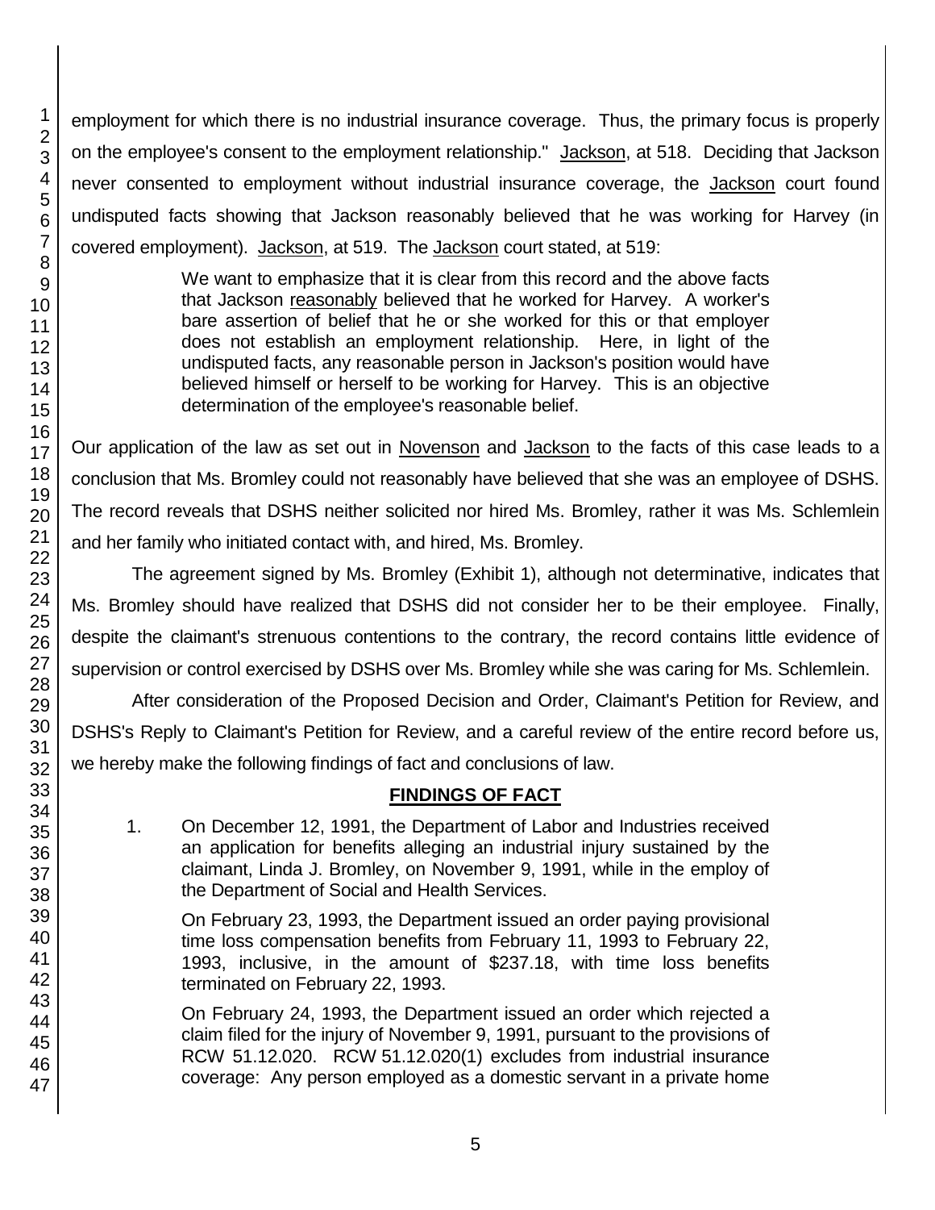employment for which there is no industrial insurance coverage. Thus, the primary focus is properly on the employee's consent to the employment relationship." Jackson, at 518. Deciding that Jackson never consented to employment without industrial insurance coverage, the Jackson court found undisputed facts showing that Jackson reasonably believed that he was working for Harvey (in covered employment). Jackson, at 519. The Jackson court stated, at 519:

> We want to emphasize that it is clear from this record and the above facts that Jackson reasonably believed that he worked for Harvey. A worker's bare assertion of belief that he or she worked for this or that employer does not establish an employment relationship. Here, in light of the undisputed facts, any reasonable person in Jackson's position would have believed himself or herself to be working for Harvey. This is an objective determination of the employee's reasonable belief.

Our application of the law as set out in Novenson and Jackson to the facts of this case leads to a conclusion that Ms. Bromley could not reasonably have believed that she was an employee of DSHS. The record reveals that DSHS neither solicited nor hired Ms. Bromley, rather it was Ms. Schlemlein and her family who initiated contact with, and hired, Ms. Bromley.

The agreement signed by Ms. Bromley (Exhibit 1), although not determinative, indicates that Ms. Bromley should have realized that DSHS did not consider her to be their employee. Finally, despite the claimant's strenuous contentions to the contrary, the record contains little evidence of supervision or control exercised by DSHS over Ms. Bromley while she was caring for Ms. Schlemlein.

After consideration of the Proposed Decision and Order, Claimant's Petition for Review, and DSHS's Reply to Claimant's Petition for Review, and a careful review of the entire record before us, we hereby make the following findings of fact and conclusions of law.

## FINDINGS OF FACT

1. On December 12, 1991, the Department of Labor and Industries received an application for benefits alleging an industrial injury sustained by the claimant, Linda J. Bromley, on November 9, 1991, while in the employ of the Department of Social and Health Services.

   On February 23, 1993, the Department issued an order paying provisional time loss compensation benefits from February 11, 1993 to February 22, 1993, inclusive, in the amount of $237.18, with time loss benefits terminated on February 22, 1993.

   On February 24, 1993, the Department issued an order which rejected a claim filed for the injury of November 9, 1991, pursuant to the provisions of RCW 51.12.020. RCW 51.12.020(1) excludes from industrial insurance coverage: Any person employed as a domestic servant in a private home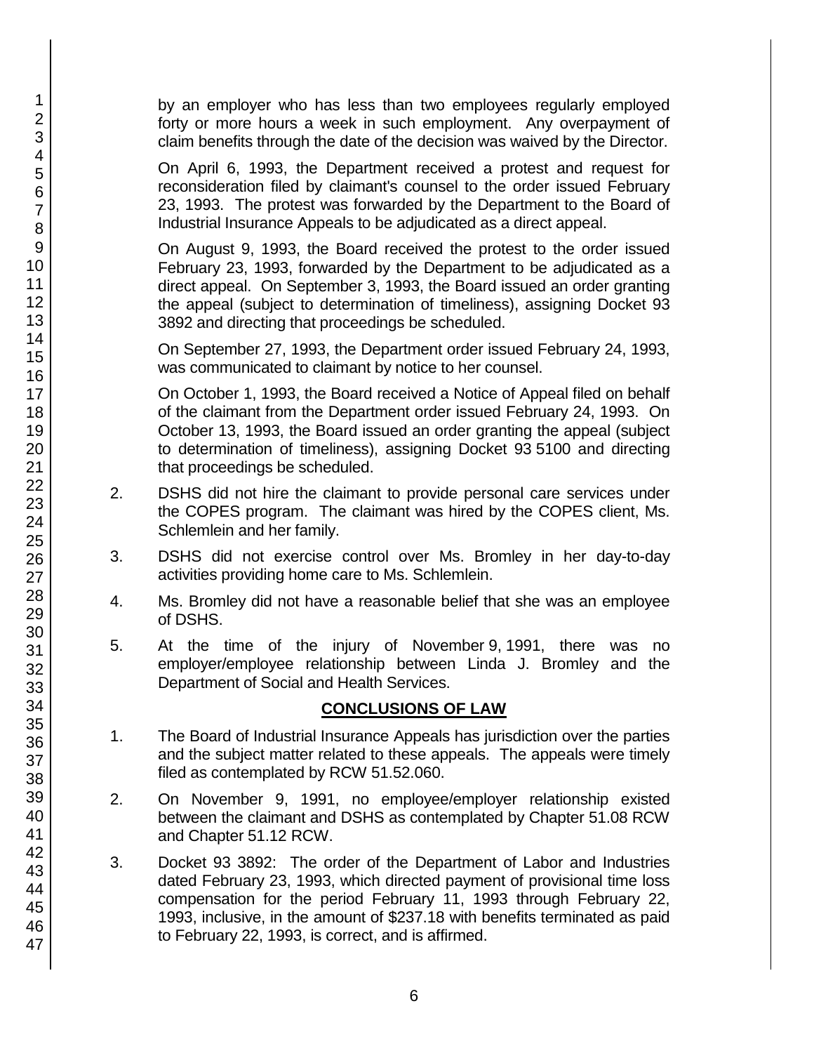by an employer who has less than two employees regularly employed forty or more hours a week in such employment. Any overpayment of claim benefits through the date of the decision was waived by the Director.

On April 6, 1993, the Department received a protest and request for reconsideration filed by claimant's counsel to the order issued February 23, 1993. The protest was forwarded by the Department to the Board of Industrial Insurance Appeals to be adjudicated as a direct appeal.

On August 9, 1993, the Board received the protest to the order issued February 23, 1993, forwarded by the Department to be adjudicated as a direct appeal. On September 3, 1993, the Board issued an order granting the appeal (subject to determination of timeliness), assigning Docket 93 3892 and directing that proceedings be scheduled.

On September 27, 1993, the Department order issued February 24, 1993, was communicated to claimant by notice to her counsel.

On October 1, 1993, the Board received a Notice of Appeal filed on behalf of the claimant from the Department order issued February 24, 1993. On October 13, 1993, the Board issued an order granting the appeal (subject to determination of timeliness), assigning Docket 93 5100 and directing that proceedings be scheduled.

2. DSHS did not hire the claimant to provide personal care services under the COPES program. The claimant was hired by the COPES client, Ms. Schlemlein and her family.

3. DSHS did not exercise control over Ms. Bromley in her day-to-day activities providing home care to Ms. Schlemlein.

4. Ms. Bromley did not have a reasonable belief that she was an employee of DSHS.

5. At the time of the injury of November 9, 1991, there was no employer/employee relationship between Linda J. Bromley and the Department of Social and Health Services.

## CONCLUSIONS OF LAW

1. The Board of Industrial Insurance Appeals has jurisdiction over the parties and the subject matter related to these appeals. The appeals were timely filed as contemplated by RCW 51.52.060.

2. On November 9, 1991, no employee/employer relationship existed between the claimant and DSHS as contemplated by Chapter 51.08 RCW and Chapter 51.12 RCW.

3. Docket 93 3892: The order of the Department of Labor and Industries dated February 23, 1993, which directed payment of provisional time loss compensation for the period February 11, 1993 through February 22, 1993, inclusive, in the amount of $237.18 with benefits terminated as paid to February 22, 1993, is correct, and is affirmed.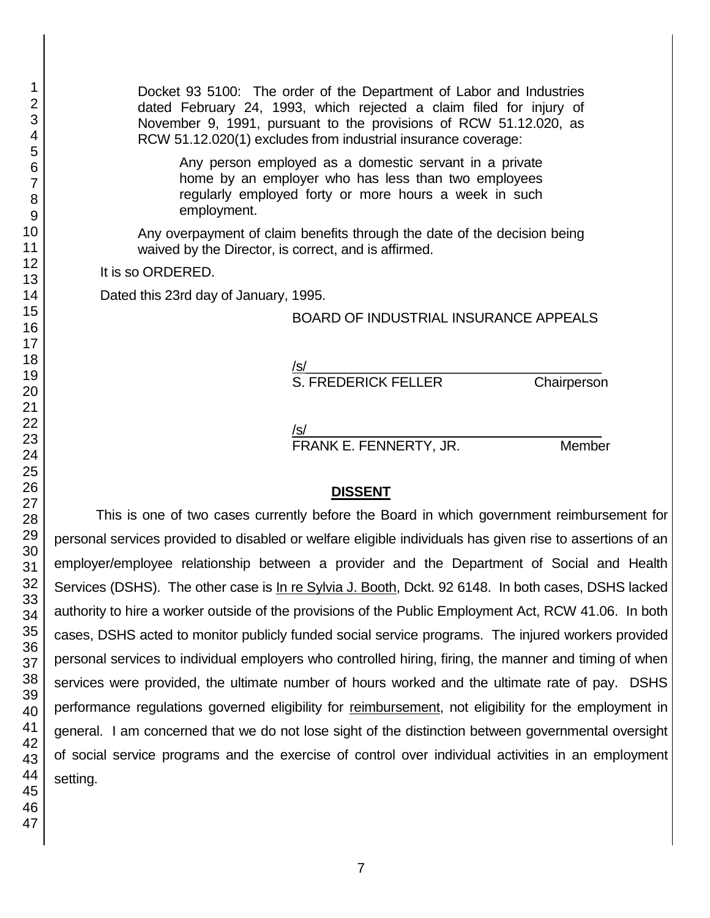Docket 93 5100: The order of the Department of Labor and Industries dated February 24, 1993, which rejected a claim filed for injury of November 9, 1991, pursuant to the provisions of RCW 51.12.020, as RCW 51.12.020(1) excludes from industrial insurance coverage:

> Any person employed as a domestic servant in a private home by an employer who has less than two employees regularly employed forty or more hours a week in such employment.

Any overpayment of claim benefits through the date of the decision being waived by the Director, is correct, and is affirmed.

It is so ORDERED.

Dated this 23rd day of January, 1995.

BOARD OF INDUSTRIAL INSURANCE APPEALS

/s/
S. FREDERICK FELLER Chairperson

/s/
FRANK E. FENNERTY, JR. Member

## DISSENT

This is one of two cases currently before the Board in which government reimbursement for personal services provided to disabled or welfare eligible individuals has given rise to assertions of an employer/employee relationship between a provider and the Department of Social and Health Services (DSHS). The other case is In re Sylvia J. Booth, Dckt. 92 6148. In both cases, DSHS lacked authority to hire a worker outside of the provisions of the Public Employment Act, RCW 41.06. In both cases, DSHS acted to monitor publicly funded social service programs. The injured workers provided personal services to individual employers who controlled hiring, firing, the manner and timing of when services were provided, the ultimate number of hours worked and the ultimate rate of pay. DSHS performance regulations governed eligibility for reimbursement, not eligibility for the employment in general. I am concerned that we do not lose sight of the distinction between governmental oversight of social service programs and the exercise of control over individual activities in an employment setting.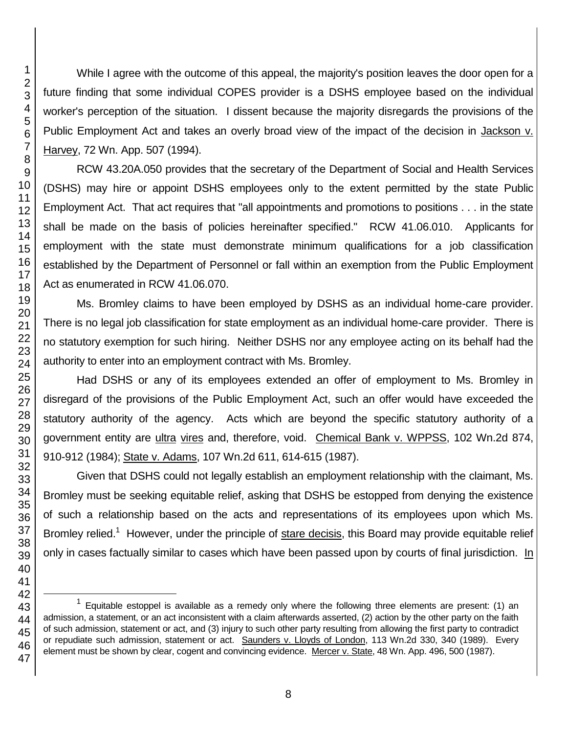While I agree with the outcome of this appeal, the majority's position leaves the door open for a future finding that some individual COPES provider is a DSHS employee based on the individual worker's perception of the situation. I dissent because the majority disregards the provisions of the Public Employment Act and takes an overly broad view of the impact of the decision in Jackson v. Harvey, 72 Wn. App. 507 (1994).

RCW 43.20A.050 provides that the secretary of the Department of Social and Health Services (DSHS) may hire or appoint DSHS employees only to the extent permitted by the state Public Employment Act. That act requires that "all appointments and promotions to positions . . . in the state shall be made on the basis of policies hereinafter specified." RCW 41.06.010. Applicants for employment with the state must demonstrate minimum qualifications for a job classification established by the Department of Personnel or fall within an exemption from the Public Employment Act as enumerated in RCW 41.06.070.

Ms. Bromley claims to have been employed by DSHS as an individual home-care provider. There is no legal job classification for state employment as an individual home-care provider. There is no statutory exemption for such hiring. Neither DSHS nor any employee acting on its behalf had the authority to enter into an employment contract with Ms. Bromley.

Had DSHS or any of its employees extended an offer of employment to Ms. Bromley in disregard of the provisions of the Public Employment Act, such an offer would have exceeded the statutory authority of the agency. Acts which are beyond the specific statutory authority of a government entity are ultra vires and, therefore, void. Chemical Bank v. WPPSS, 102 Wn.2d 874, 910-912 (1984); State v. Adams, 107 Wn.2d 611, 614-615 (1987).

Given that DSHS could not legally establish an employment relationship with the claimant, Ms. Bromley must be seeking equitable relief, asking that DSHS be estopped from denying the existence of such a relationship based on the acts and representations of its employees upon which Ms. Bromley relied.[1] However, under the principle of stare decisis, this Board may provide equitable relief only in cases factually similar to cases which have been passed upon by courts of final jurisdiction. In

[1] Equitable estoppel is available as a remedy only where the following three elements are present: (1) an admission, a statement, or an act inconsistent with a claim afterwards asserted, (2) action by the other party on the faith of such admission, statement or act, and (3) injury to such other party resulting from allowing the first party to contradict or repudiate such admission, statement or act. Saunders v. Lloyds of London, 113 Wn.2d 330, 340 (1989). Every element must be shown by clear, cogent and convincing evidence. Mercer v. State, 48 Wn. App. 496, 500 (1987).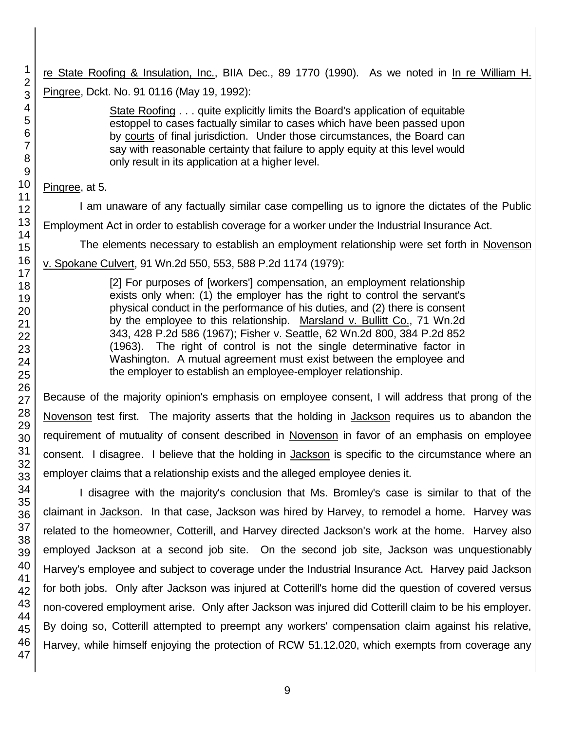re State Roofing & Insulation, Inc., BIIA Dec., 89 1770 (1990). As we noted in In re William H. Pingree, Dckt. No. 91 0116 (May 19, 1992):

> State Roofing . . . quite explicitly limits the Board's application of equitable estoppel to cases factually similar to cases which have been passed upon by courts of final jurisdiction. Under those circumstances, the Board can say with reasonable certainty that failure to apply equity at this level would only result in its application at a higher level.

Pingree, at 5.

I am unaware of any factually similar case compelling us to ignore the dictates of the Public Employment Act in order to establish coverage for a worker under the Industrial Insurance Act.

The elements necessary to establish an employment relationship were set forth in Novenson v. Spokane Culvert, 91 Wn.2d 550, 553, 588 P.2d 1174 (1979):

> [2] For purposes of [workers'] compensation, an employment relationship exists only when: (1) the employer has the right to control the servant's physical conduct in the performance of his duties, and (2) there is consent by the employee to this relationship. Marsland v. Bullitt Co., 71 Wn.2d 343, 428 P.2d 586 (1967); Fisher v. Seattle, 62 Wn.2d 800, 384 P.2d 852 (1963). The right of control is not the single determinative factor in Washington. A mutual agreement must exist between the employee and the employer to establish an employee-employer relationship.

Because of the majority opinion's emphasis on employee consent, I will address that prong of the Novenson test first. The majority asserts that the holding in Jackson requires us to abandon the requirement of mutuality of consent described in Novenson in favor of an emphasis on employee consent. I disagree. I believe that the holding in Jackson is specific to the circumstance where an employer claims that a relationship exists and the alleged employee denies it.

I disagree with the majority's conclusion that Ms. Bromley's case is similar to that of the claimant in Jackson. In that case, Jackson was hired by Harvey, to remodel a home. Harvey was related to the homeowner, Cotterill, and Harvey directed Jackson's work at the home. Harvey also employed Jackson at a second job site. On the second job site, Jackson was unquestionably Harvey's employee and subject to coverage under the Industrial Insurance Act. Harvey paid Jackson for both jobs. Only after Jackson was injured at Cotterill's home did the question of covered versus non-covered employment arise. Only after Jackson was injured did Cotterill claim to be his employer. By doing so, Cotterill attempted to preempt any workers' compensation claim against his relative, Harvey, while himself enjoying the protection of RCW 51.12.020, which exempts from coverage any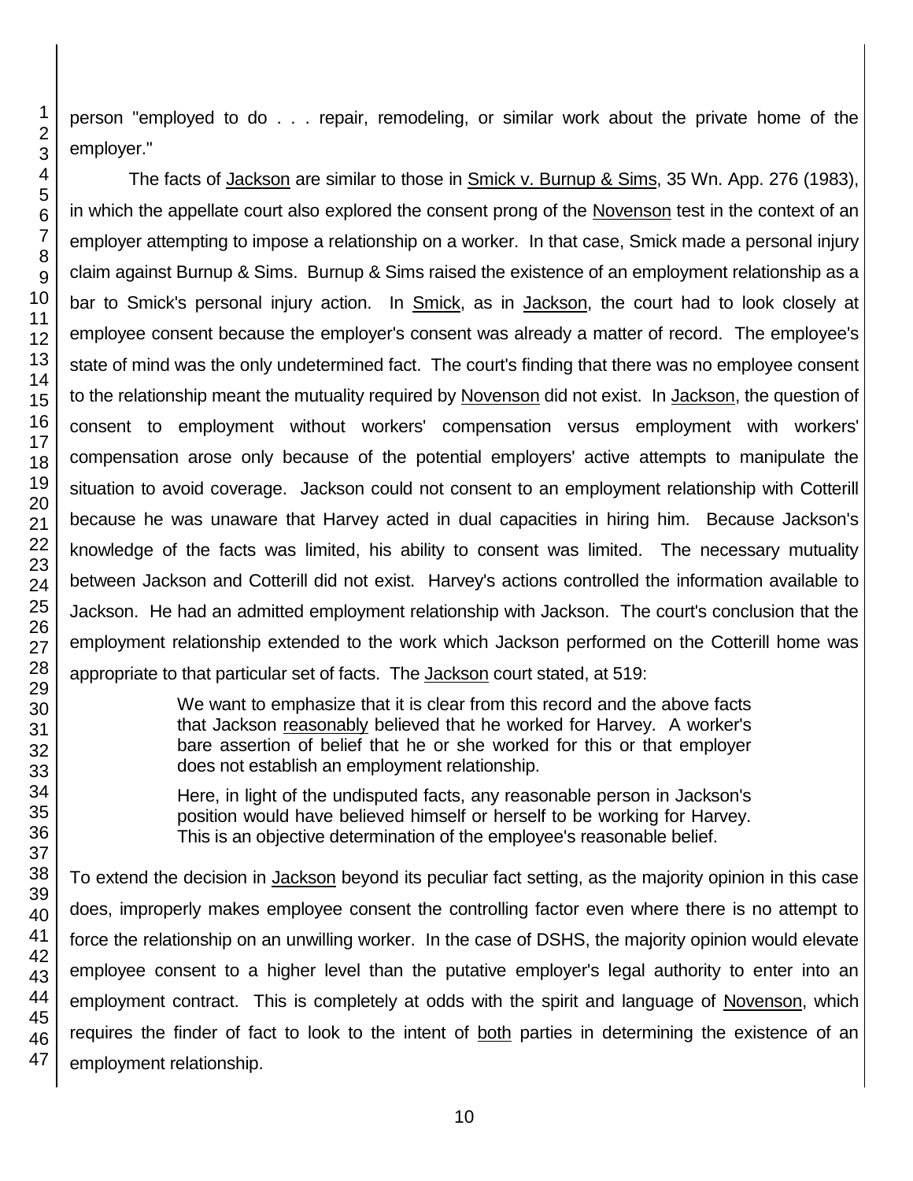person "employed to do . . . repair, remodeling, or similar work about the private home of the employer."

The facts of Jackson are similar to those in Smick v. Burnup & Sims, 35 Wn. App. 276 (1983), in which the appellate court also explored the consent prong of the Novenson test in the context of an employer attempting to impose a relationship on a worker. In that case, Smick made a personal injury claim against Burnup & Sims. Burnup & Sims raised the existence of an employment relationship as a bar to Smick's personal injury action. In Smick, as in Jackson, the court had to look closely at employee consent because the employer's consent was already a matter of record. The employee's state of mind was the only undetermined fact. The court's finding that there was no employee consent to the relationship meant the mutuality required by Novenson did not exist. In Jackson, the question of consent to employment without workers' compensation versus employment with workers' compensation arose only because of the potential employers' active attempts to manipulate the situation to avoid coverage. Jackson could not consent to an employment relationship with Cotterill because he was unaware that Harvey acted in dual capacities in hiring him. Because Jackson's knowledge of the facts was limited, his ability to consent was limited. The necessary mutuality between Jackson and Cotterill did not exist. Harvey's actions controlled the information available to Jackson. He had an admitted employment relationship with Jackson. The court's conclusion that the employment relationship extended to the work which Jackson performed on the Cotterill home was appropriate to that particular set of facts. The Jackson court stated, at 519:

> We want to emphasize that it is clear from this record and the above facts that Jackson reasonably believed that he worked for Harvey. A worker's bare assertion of belief that he or she worked for this or that employer does not establish an employment relationship.
>
> Here, in light of the undisputed facts, any reasonable person in Jackson's position would have believed himself or herself to be working for Harvey. This is an objective determination of the employee's reasonable belief.

To extend the decision in Jackson beyond its peculiar fact setting, as the majority opinion in this case does, improperly makes employee consent the controlling factor even where there is no attempt to force the relationship on an unwilling worker. In the case of DSHS, the majority opinion would elevate employee consent to a higher level than the putative employer's legal authority to enter into an employment contract. This is completely at odds with the spirit and language of Novenson, which requires the finder of fact to look to the intent of both parties in determining the existence of an employment relationship.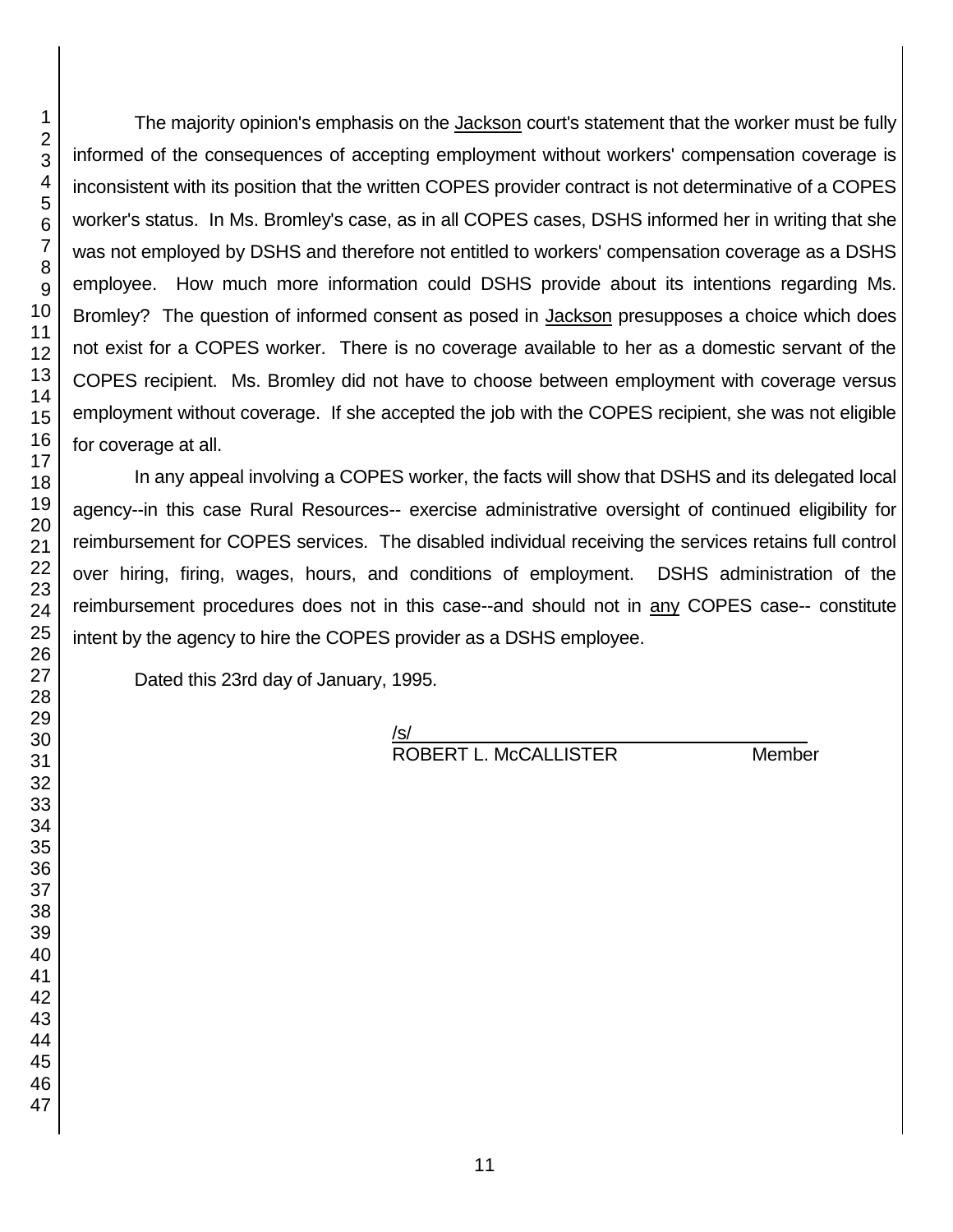The majority opinion's emphasis on the Jackson court's statement that the worker must be fully informed of the consequences of accepting employment without workers' compensation coverage is inconsistent with its position that the written COPES provider contract is not determinative of a COPES worker's status. In Ms. Bromley's case, as in all COPES cases, DSHS informed her in writing that she was not employed by DSHS and therefore not entitled to workers' compensation coverage as a DSHS employee. How much more information could DSHS provide about its intentions regarding Ms. Bromley? The question of informed consent as posed in Jackson presupposes a choice which does not exist for a COPES worker. There is no coverage available to her as a domestic servant of the COPES recipient. Ms. Bromley did not have to choose between employment with coverage versus employment without coverage. If she accepted the job with the COPES recipient, she was not eligible for coverage at all.

In any appeal involving a COPES worker, the facts will show that DSHS and its delegated local agency--in this case Rural Resources-- exercise administrative oversight of continued eligibility for reimbursement for COPES services. The disabled individual receiving the services retains full control over hiring, firing, wages, hours, and conditions of employment. DSHS administration of the reimbursement procedures does not in this case--and should not in any COPES case-- constitute intent by the agency to hire the COPES provider as a DSHS employee.

Dated this 23rd day of January, 1995.

/s/
ROBERT L. McCALLISTER Member